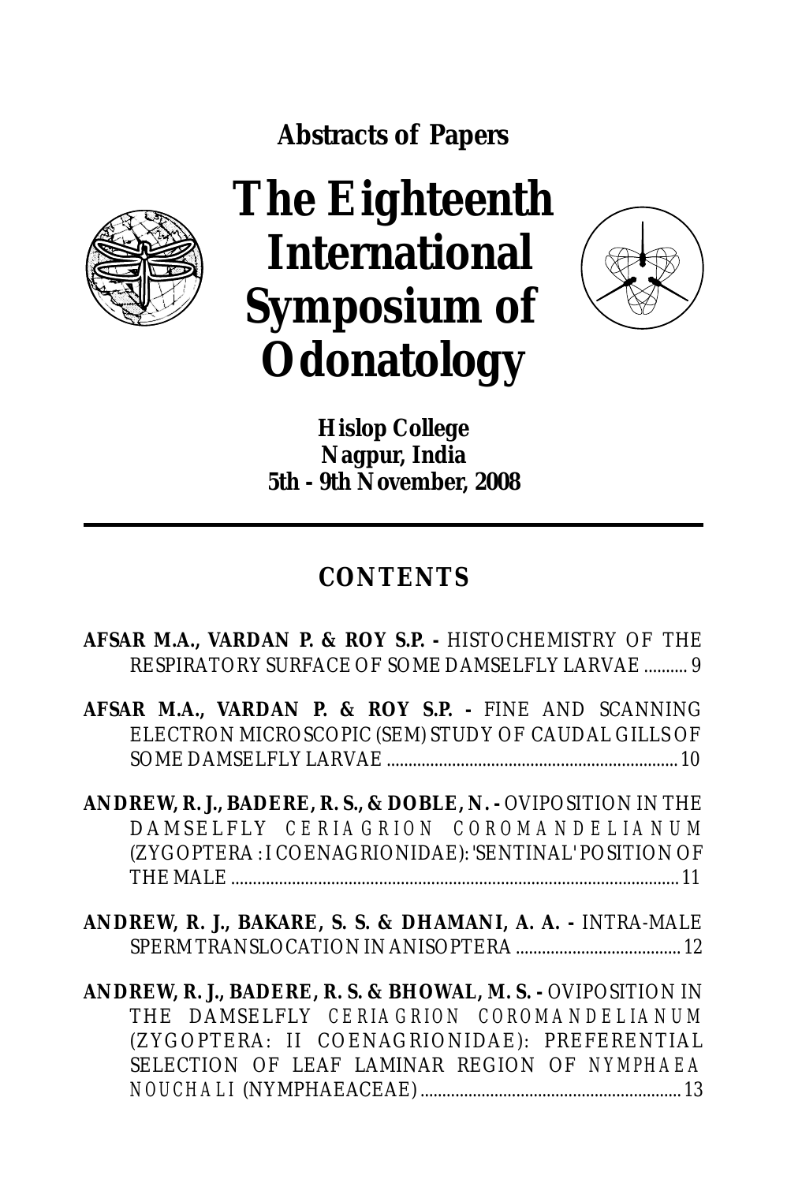**Abstracts of Papers**

# The Eighteenth International Symposium of Odonatology

**Hislop College**
**Nagpur, India**
**5th - 9th November, 2008**

---

## CONTENTS

**AFSAR M.A., VARDAN P. & ROY S.P. -** HISTOCHEMISTRY OF THE RESPIRATORY SURFACE OF SOME DAMSELFLY LARVAE .......... 9

**AFSAR M.A., VARDAN P. & ROY S.P. -** FINE AND SCANNING ELECTRON MICROSCOPIC (SEM) STUDY OF CAUDAL GILLS OF SOME DAMSELFLY LARVAE .................................................................. 10

**ANDREW, R. J., BADERE, R. S., & DOBLE, N. -** OVIPOSITION IN THE DAMSELFLY *CERIAGRION COROMANDELIANUM* (ZYGOPTERA : I COENAGRIONIDAE): 'SENTINAL' POSITION OF THE MALE ....................................................................................................... 11

**ANDREW, R. J., BAKARE, S. S. & DHAMANI, A. A. -** INTRA-MALE SPERM TRANSLOCATION IN ANISOPTERA ...................................... 12

**ANDREW, R. J., BADERE, R. S. & BHOWAL, M. S. -** OVIPOSITION IN THE DAMSELFLY *CERIAGRION COROMANDELIANUM* (ZYGOPTERA: II COENAGRIONIDAE): PREFERENTIAL SELECTION OF LEAF LAMINAR REGION OF *NYMPHAEA NOUCHALI* (NYMPHAEACEAE) ............................................................ 13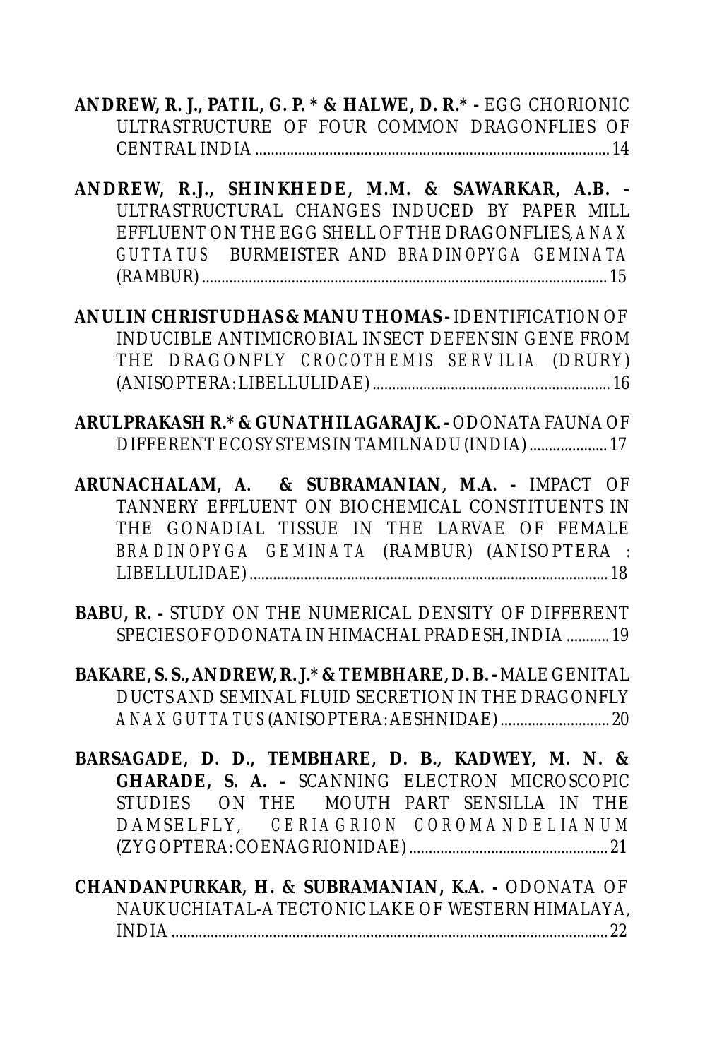**ANDREW, R. J., PATIL, G. P. * & HALWE, D. R.* -** EGG CHORIONIC ULTRASTRUCTURE OF FOUR COMMON DRAGONFLIES OF CENTRAL INDIA .......... 14

**ANDREW, R.J., SHINKHEDE, M.M. & SAWARKAR, A.B. -** ULTRASTRUCTURAL CHANGES INDUCED BY PAPER MILL EFFLUENT ON THE EGG SHELL OF THE DRAGONFLIES, *ANAX GUTTATUS* BURMEISTER AND *BRADINOPYGA GEMINATA* (RAMBUR) .......... 15

**ANULIN CHRISTUDHAS & MANU THOMAS -** IDENTIFICATION OF INDUCIBLE ANTIMICROBIAL INSECT DEFENSIN GENE FROM THE DRAGONFLY *CROCOTHEMIS SERVILIA* (DRURY) (ANISOPTERA: LIBELLULIDAE) .......... 16

**ARULPRAKASH R.* & GUNATHILAGARAJ K. -** ODONATA FAUNA OF DIFFERENT ECOSYSTEMS IN TAMILNADU (INDIA) .......... 17

**ARUNACHALAM, A. & SUBRAMANIAN, M.A. -** IMPACT OF TANNERY EFFLUENT ON BIOCHEMICAL CONSTITUENTS IN THE GONADIAL TISSUE IN THE LARVAE OF FEMALE *BRADINOPYGA GEMINATA* (RAMBUR) (ANISOPTERA : LIBELLULIDAE) .......... 18

**BABU, R. -** STUDY ON THE NUMERICAL DENSITY OF DIFFERENT SPECIES OF ODONATA IN HIMACHAL PRADESH, INDIA .......... 19

**BAKARE, S. S., ANDREW, R. J.* & TEMBHARE, D. B. -** MALE GENITAL DUCTS AND SEMINAL FLUID SECRETION IN THE DRAGONFLY *ANAX GUTTATUS* (ANISOPTERA: AESHNIDAE) .......... 20

**BARSAGADE, D. D., TEMBHARE, D. B., KADWEY, M. N. & GHARADE, S. A. -** SCANNING ELECTRON MICROSCOPIC STUDIES ON THE MOUTH PART SENSILLA IN THE DAMSELFLY, *CERIAGRION COROMANDELIANUM* (ZYGOPTERA: COENAGRIONIDAE) .......... 21

**CHANDANPURKAR, H. & SUBRAMANIAN, K.A. -** ODONATA OF NAUKUCHIATAL-A TECTONIC LAKE OF WESTERN HIMALAYA, INDIA .......... 22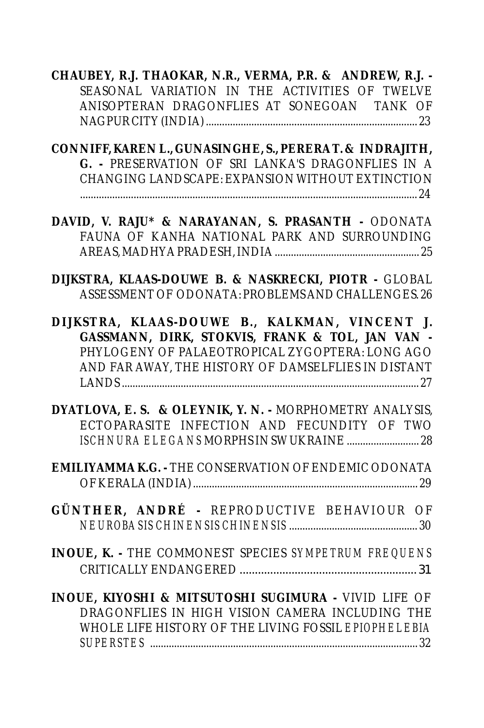**CHAUBEY, R.J. THAOKAR, N.R., VERMA, P.R. & ANDREW, R.J. -** SEASONAL VARIATION IN THE ACTIVITIES OF TWELVE ANISOPTERAN DRAGONFLIES AT SONEGOAN TANK OF NAGPUR CITY (INDIA) ............................................................................ 23

**CONNIFF, KAREN L., GUNASINGHE, S., PERERA T. & INDRAJITH, G. -** PRESERVATION OF SRI LANKA'S DRAGONFLIES IN A CHANGING LANDSCAPE: EXPANSION WITHOUT EXTINCTION ........................................................................................................................... 24

**DAVID, V. RAJU* & NARAYANAN, S. PRASANTH -** ODONATA FAUNA OF KANHA NATIONAL PARK AND SURROUNDING AREAS, MADHYA PRADESH, INDIA ..................................................... 25

**DIJKSTRA, KLAAS-DOUWE B. & NASKRECKI, PIOTR -** GLOBAL ASSESSMENT OF ODONATA: PROBLEMS AND CHALLENGES. 26

**DIJKSTRA, KLAAS-DOUWE B., KALKMAN, VINCENT J. GASSMANN, DIRK, STOKVIS, FRANK & TOL, JAN VAN -** PHYLOGENY OF PALAEOTROPICAL ZYGOPTERA: LONG AGO AND FAR AWAY, THE HISTORY OF DAMSELFLIES IN DISTANT LANDS ........................................................................................................ 27

**DYATLOVA, E. S. & OLEYNIK, Y. N. -** MORPHOMETRY ANALYSIS, ECTOPARASITE INFECTION AND FECUNDITY OF TWO *ISCHNURA ELEGANS* MORPHS IN SW UKRAINE ........................... 28

**EMILIYAMMA K.G. -** THE CONSERVATION OF ENDEMIC ODONATA OF KERALA (INDIA) ................................................................................... 29

**GÜNTHER, ANDRÉ -** REPRODUCTIVE BEHAVIOUR OF *NEUROBASIS CHINENSIS CHINENSIS* ................................................ 30

**INOUE, K. -** THE COMMONEST SPECIES *SYMPETRUM FREQUENS* CRITICALLY ENDANGERED ......................................................... 31

**INOUE, KIYOSHI & MITSUTOSHI SUGIMURA -** VIVID LIFE OF DRAGONFLIES IN HIGH VISION CAMERA INCLUDING THE WHOLE LIFE HISTORY OF THE LIVING FOSSIL *EPIOPHLEBIA SUPERSTES* ................................................................................................... 32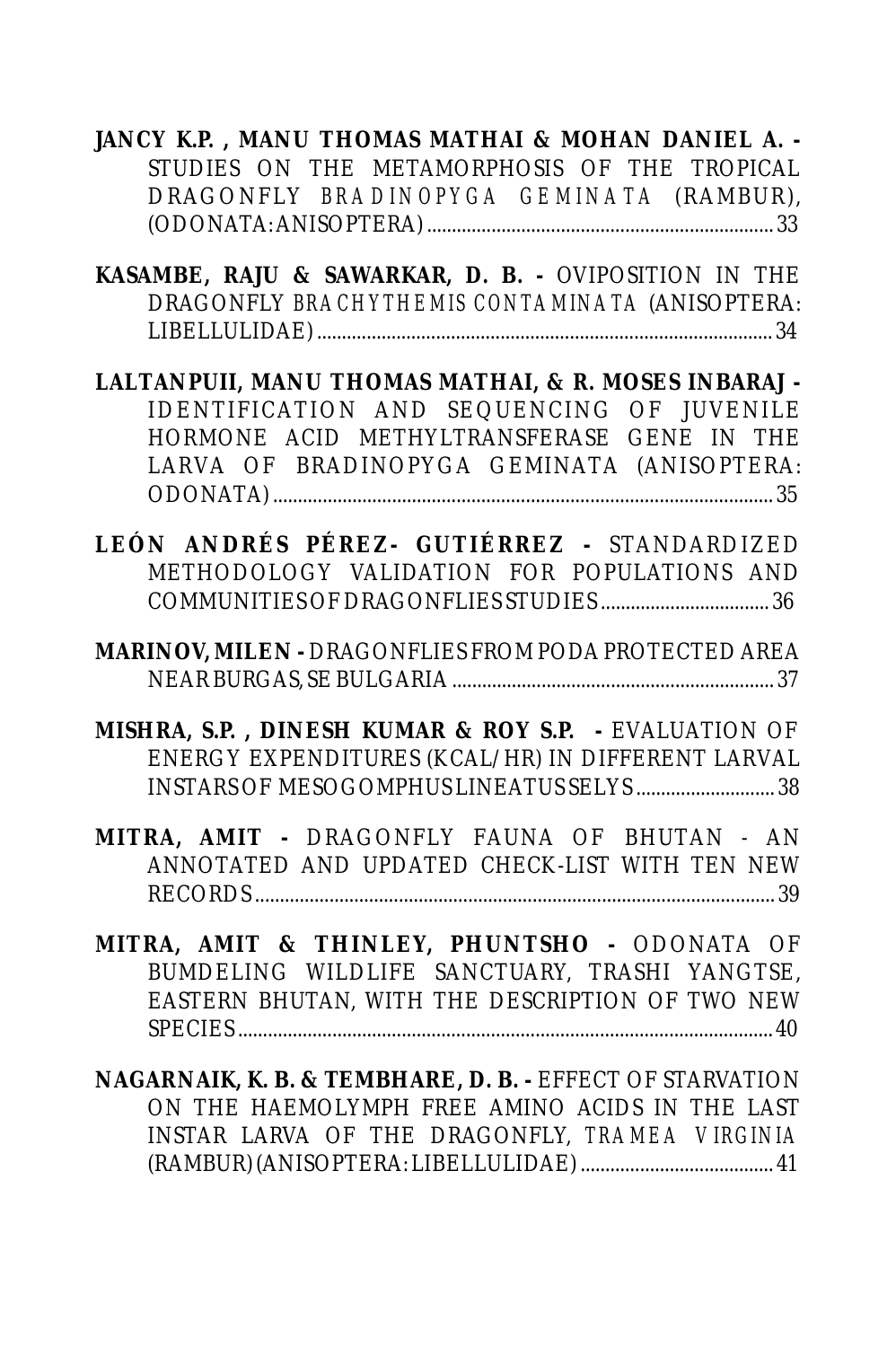**JANCY K.P. , MANU THOMAS MATHAI & MOHAN DANIEL A. -** STUDIES ON THE METAMORPHOSIS OF THE TROPICAL DRAGONFLY *BRADINOPYGA GEMINATA* (RAMBUR), (ODONATA:ANISOPTERA) ........................................ 33

**KASAMBE, RAJU & SAWARKAR, D. B. -** OVIPOSITION IN THE DRAGONFLY *BRACHYTHEMIS CONTAMINATA* (ANISOPTERA: LIBELLULIDAE) ........................................ 34

**LALTANPUII, MANU THOMAS MATHAI, & R. MOSES INBARAJ -** IDENTIFICATION AND SEQUENCING OF JUVENILE HORMONE ACID METHYLTRANSFERASE GENE IN THE LARVA OF BRADINOPYGA GEMINATA (ANISOPTERA: ODONATA) ........................................ 35

**LEÓN ANDRÉS PÉREZ- GUTIÉRREZ -** STANDARDIZED METHODOLOGY VALIDATION FOR POPULATIONS AND COMMUNITIES OF DRAGONFLIES STUDIES ........................................ 36

**MARINOV, MILEN -** DRAGONFLIES FROM PODA PROTECTED AREA NEAR BURGAS, SE BULGARIA ........................................ 37

**MISHRA, S.P. , DINESH KUMAR & ROY S.P. -** EVALUATION OF ENERGY EXPENDITURES (KCAL/HR) IN DIFFERENT LARVAL INSTARS OF MESOGOMPHUS LINEATUS SELYS ........................................ 38

**MITRA, AMIT -** DRAGONFLY FAUNA OF BHUTAN - AN ANNOTATED AND UPDATED CHECK-LIST WITH TEN NEW RECORDS ........................................ 39

**MITRA, AMIT & THINLEY, PHUNTSHO -** ODONATA OF BUMDELING WILDLIFE SANCTUARY, TRASHI YANGTSE, EASTERN BHUTAN, WITH THE DESCRIPTION OF TWO NEW SPECIES ........................................ 40

**NAGARNAIK, K. B. & TEMBHARE, D. B. -** EFFECT OF STARVATION ON THE HAEMOLYMPH FREE AMINO ACIDS IN THE LAST INSTAR LARVA OF THE DRAGONFLY, *TRAMEA VIRGINIA* (RAMBUR) (ANISOPTERA: LIBELLULIDAE) ........................................ 41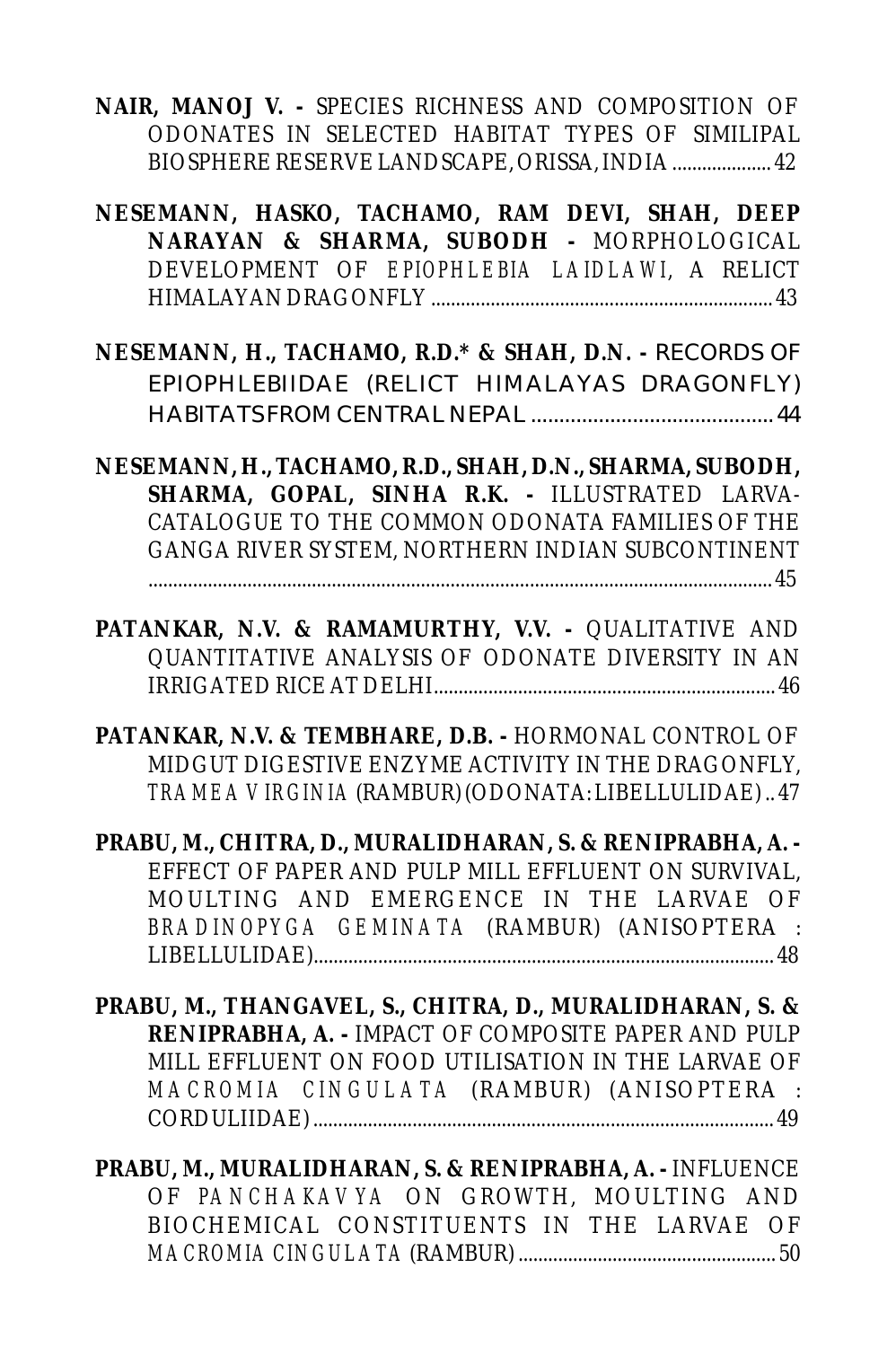**NAIR, MANOJ V. -** SPECIES RICHNESS AND COMPOSITION OF ODONATES IN SELECTED HABITAT TYPES OF SIMILIPAL BIOSPHERE RESERVE LANDSCAPE, ORISSA, INDIA .................... 42

**NESEMANN, HASKO, TACHAMO, RAM DEVI, SHAH, DEEP NARAYAN & SHARMA, SUBODH -** MORPHOLOGICAL DEVELOPMENT OF *EPIOPHLEBIA LAIDLAWI*, A RELICT HIMALAYAN DRAGONFLY ..................................................................... 43

**NESEMANN, H., TACHAMO, R.D.* & SHAH, D.N. -** RECORDS OF EPIOPHLEBIIDAE (RELICT HIMALAYAS DRAGONFLY) HABITATS FROM CENTRAL NEPAL ........................................... 44

**NESEMANN, H., TACHAMO, R.D., SHAH, D.N., SHARMA, SUBODH, SHARMA, GOPAL, SINHA R.K. -** ILLUSTRATED LARVA-CATALOGUE TO THE COMMON ODONATA FAMILIES OF THE GANGA RIVER SYSTEM, NORTHERN INDIAN SUBCONTINENT ............................................................................................................................... 45

**PATANKAR, N.V. & RAMAMURTHY, V.V. -** QUALITATIVE AND QUANTITATIVE ANALYSIS OF ODONATE DIVERSITY IN AN IRRIGATED RICE AT DELHI...................................................................... 46

**PATANKAR, N.V. & TEMBHARE, D.B. -** HORMONAL CONTROL OF MIDGUT DIGESTIVE ENZYME ACTIVITY IN THE DRAGONFLY, *TRAMEA VIRGINIA* (RAMBUR) (ODONATA: LIBELLULIDAE) .. 47

**PRABU, M., CHITRA, D., MURALIDHARAN, S. & RENIPRABHA, A. -** EFFECT OF PAPER AND PULP MILL EFFLUENT ON SURVIVAL, MOULTING AND EMERGENCE IN THE LARVAE OF *BRADINOPYGA GEMINATA* (RAMBUR) (ANISOPTERA : LIBELLULIDAE)............................................................................................. 48

**PRABU, M., THANGAVEL, S., CHITRA, D., MURALIDHARAN, S. & RENIPRABHA, A. -** IMPACT OF COMPOSITE PAPER AND PULP MILL EFFLUENT ON FOOD UTILISATION IN THE LARVAE OF *MACROMIA CINGULATA* (RAMBUR) (ANISOPTERA : CORDULIIDAE) ............................................................................................ 49

**PRABU, M., MURALIDHARAN, S. & RENIPRABHA, A. -** INFLUENCE OF *PANCHAKAVYA* ON GROWTH, MOULTING AND BIOCHEMICAL CONSTITUENTS IN THE LARVAE OF *MACROMIA CINGULATA* (RAMBUR) .................................................... 50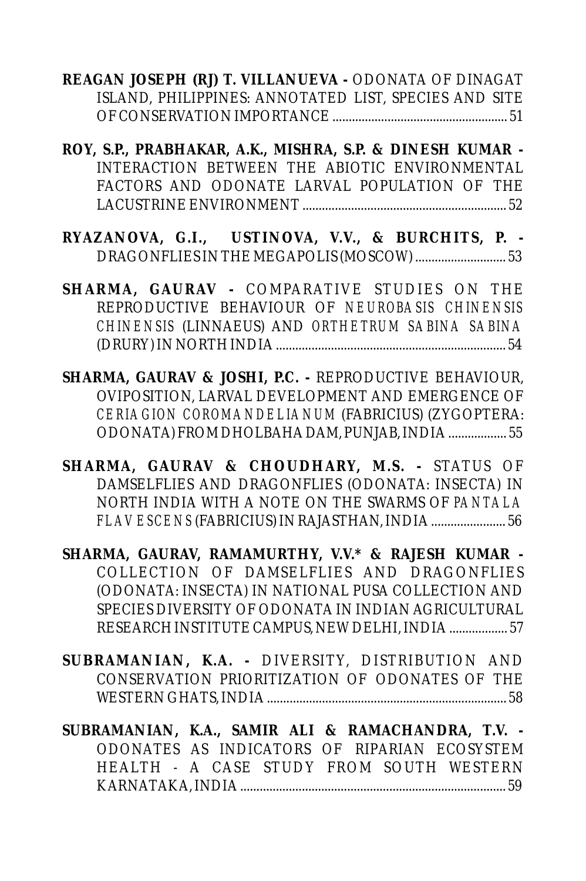**REAGAN JOSEPH (RJ) T. VILLANUEVA -** ODONATA OF DINAGAT ISLAND, PHILIPPINES: ANNOTATED LIST, SPECIES AND SITE OF CONSERVATION IMPORTANCE ...................................................... 51

**ROY, S.P., PRABHAKAR, A.K., MISHRA, S.P. & DINESH KUMAR -** INTERACTION BETWEEN THE ABIOTIC ENVIRONMENTAL FACTORS AND ODONATE LARVAL POPULATION OF THE LACUSTRINE ENVIRONMENT ............................................................... 52

**RYAZANOVA, G.I., USTINOVA, V.V., & BURCHITS, P. -** DRAGONFLIES IN THE MEGAPOLIS (MOSCOW) ............................ 53

**SHARMA, GAURAV -** COMPARATIVE STUDIES ON THE REPRODUCTIVE BEHAVIOUR OF *NEUROBASIS CHINENSIS CHINENSIS* (LINNAEUS) AND *ORTHETRUM SABINA SABINA* (DRURY) IN NORTH INDIA ....................................................................... 54

**SHARMA, GAURAV & JOSHI, P.C. -** REPRODUCTIVE BEHAVIOUR, OVIPOSITION, LARVAL DEVELOPMENT AND EMERGENCE OF *CERIAGION COROMANDELIANUM* (FABRICIUS) (ZYGOPTERA: ODONATA) FROM DHOLBAHA DAM, PUNJAB, INDIA .................. 55

**SHARMA, GAURAV & CHOUDHARY, M.S. -** STATUS OF DAMSELFLIES AND DRAGONFLIES (ODONATA: INSECTA) IN NORTH INDIA WITH A NOTE ON THE SWARMS OF *PANTALA FLAVESCENS* (FABRICIUS) IN RAJASTHAN, INDIA ....................... 56

**SHARMA, GAURAV, RAMAMURTHY, V.V.* & RAJESH KUMAR -** COLLECTION OF DAMSELFLIES AND DRAGONFLIES (ODONATA: INSECTA) IN NATIONAL PUSA COLLECTION AND SPECIES DIVERSITY OF ODONATA IN INDIAN AGRICULTURAL RESEARCH INSTITUTE CAMPUS, NEW DELHI, INDIA .................. 57

**SUBRAMANIAN, K.A. -** DIVERSITY, DISTRIBUTION AND CONSERVATION PRIORITIZATION OF ODONATES OF THE WESTERN GHATS, INDIA ......................................................................... 58

**SUBRAMANIAN, K.A., SAMIR ALI & RAMACHANDRA, T.V. -** ODONATES AS INDICATORS OF RIPARIAN ECOSYSTEM HEALTH - A CASE STUDY FROM SOUTH WESTERN KARNATAKA, INDIA .................................................................................. 59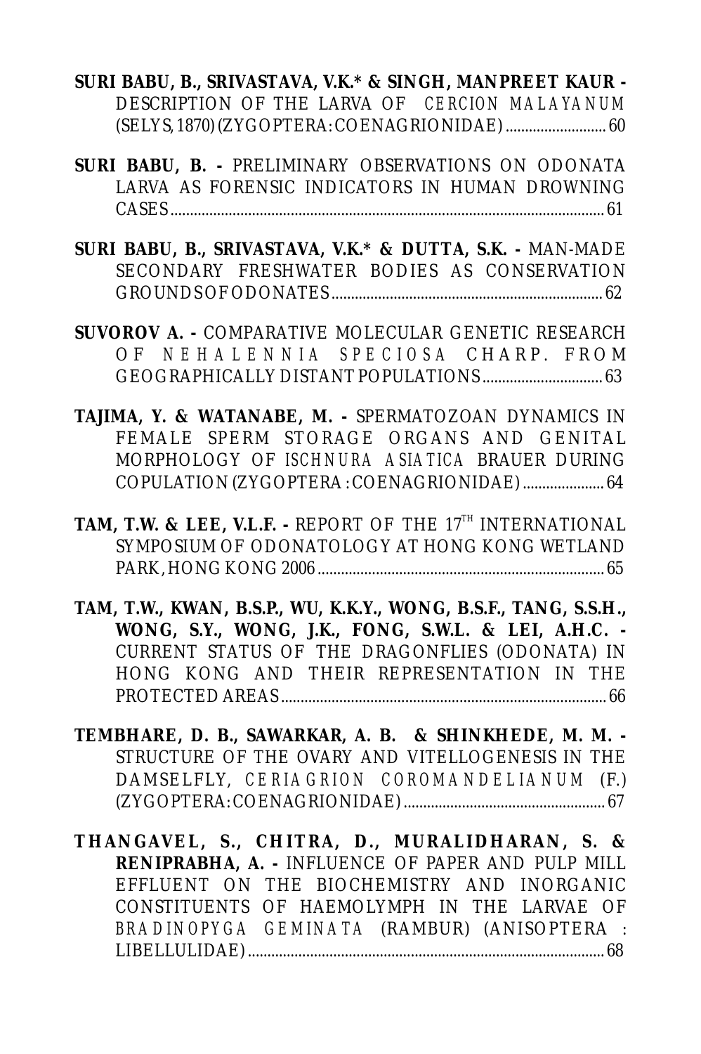**SURI BABU, B., SRIVASTAVA, V.K.* & SINGH, MANPREET KAUR -** DESCRIPTION OF THE LARVA OF *CERCION MALAYANUM* (SELYS, 1870) (ZYGOPTERA: COENAGRIONIDAE) .......................... 60

**SURI BABU, B. -** PRELIMINARY OBSERVATIONS ON ODONATA LARVA AS FORENSIC INDICATORS IN HUMAN DROWNING CASES ................................................................................................................ 61

**SURI BABU, B., SRIVASTAVA, V.K.* & DUTTA, S.K. -** MAN-MADE SECONDARY FRESHWATER BODIES AS CONSERVATION GROUNDS OF ODONATES ..................................................................... 62

**SUVOROV A. -** COMPARATIVE MOLECULAR GENETIC RESEARCH OF *NEHALENNIA SPECIOSA* CHARP. FROM GEOGRAPHICALLY DISTANT POPULATIONS ............................... 63

**TAJIMA, Y. & WATANABE, M. -** SPERMATOZOAN DYNAMICS IN FEMALE SPERM STORAGE ORGANS AND GENITAL MORPHOLOGY OF *ISCHNURA ASIATICA* BRAUER DURING COPULATION (ZYGOPTERA : COENAGRIONIDAE) ..................... 64

**TAM, T.W. & LEE, V.L.F. -** REPORT OF THE 17TH INTERNATIONAL SYMPOSIUM OF ODONATOLOGY AT HONG KONG WETLAND PARK, HONG KONG 2006 .......................................................................... 65

**TAM, T.W., KWAN, B.S.P., WU, K.K.Y., WONG, B.S.F., TANG, S.S.H., WONG, S.Y., WONG, J.K., FONG, S.W.L. & LEI, A.H.C. -** CURRENT STATUS OF THE DRAGONFLIES (ODONATA) IN HONG KONG AND THEIR REPRESENTATION IN THE PROTECTED AREAS .................................................................................... 66

**TEMBHARE, D. B., SAWARKAR, A. B. & SHINKHEDE, M. M. -** STRUCTURE OF THE OVARY AND VITELLOGENESIS IN THE DAMSELFLY, *CERIAGRION COROMANDELIANUM* (F.) (ZYGOPTERA: COENAGRIONIDAE) .................................................... 67

**THANGAVEL, S., CHITRA, D., MURALIDHARAN, S. & RENIPRABHA, A. -** INFLUENCE OF PAPER AND PULP MILL EFFLUENT ON THE BIOCHEMISTRY AND INORGANIC CONSTITUENTS OF HAEMOLYMPH IN THE LARVAE OF *BRADINOPYGA GEMINATA* (RAMBUR) (ANISOPTERA : LIBELLULIDAE) ............................................................................................ 68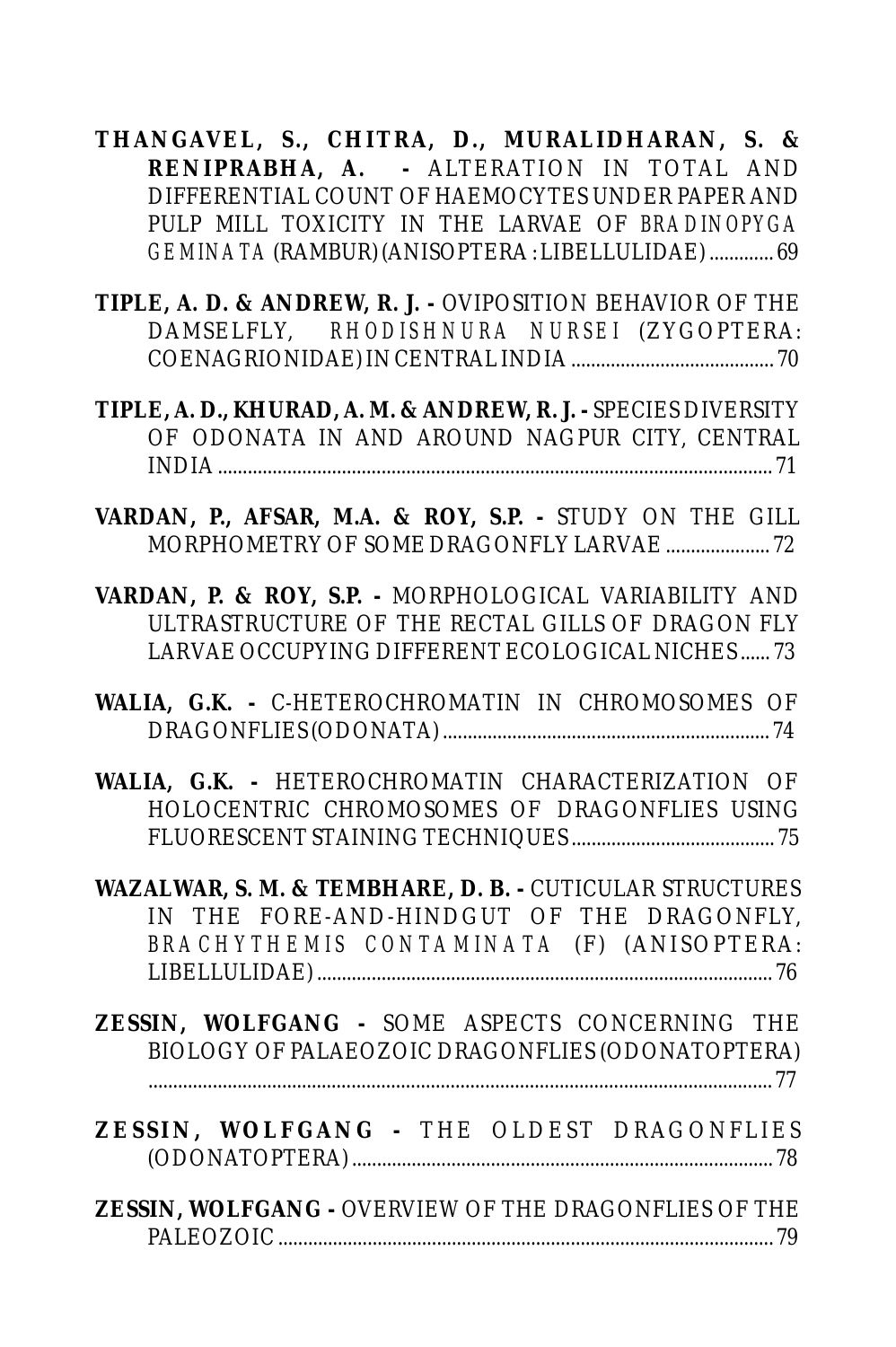**THANGAVEL, S., CHITRA, D., MURALIDHARAN, S. & RENIPRABHA, A. -** ALTERATION IN TOTAL AND DIFFERENTIAL COUNT OF HAEMOCYTES UNDER PAPER AND PULP MILL TOXICITY IN THE LARVAE OF *BRADINOPYGA GEMINATA* (RAMBUR) (ANISOPTERA : LIBELLULIDAE) ............. 69

**TIPLE, A. D. & ANDREW, R. J. -** OVIPOSITION BEHAVIOR OF THE DAMSELFLY, *RHODISHNURA NURSEI* (ZYGOPTERA: COENAGRIONIDAE) IN CENTRAL INDIA ......................................... 70

**TIPLE, A. D., KHURAD, A. M. & ANDREW, R. J. -** SPECIES DIVERSITY OF ODONATA IN AND AROUND NAGPUR CITY, CENTRAL INDIA ................................................................................................................ 71

**VARDAN, P., AFSAR, M.A. & ROY, S.P. -** STUDY ON THE GILL MORPHOMETRY OF SOME DRAGONFLY LARVAE ..................... 72

**VARDAN, P. & ROY, S.P. -** MORPHOLOGICAL VARIABILITY AND ULTRASTRUCTURE OF THE RECTAL GILLS OF DRAGON FLY LARVAE OCCUPYING DIFFERENT ECOLOGICAL NICHES ...... 73

**WALIA, G.K. -** C-HETEROCHROMATIN IN CHROMOSOMES OF DRAGONFLIES (ODONATA) .................................................................. 74

**WALIA, G.K. -** HETEROCHROMATIN CHARACTERIZATION OF HOLOCENTRIC CHROMOSOMES OF DRAGONFLIES USING FLUORESCENT STAINING TECHNIQUES ......................................... 75

**WAZALWAR, S. M. & TEMBHARE, D. B. -** CUTICULAR STRUCTURES IN THE FORE-AND-HINDGUT OF THE DRAGONFLY, *BRACHYTHEMIS CONTAMINATA* (F) (ANISOPTERA: LIBELLULIDAE) ........................................................................................... 76

**ZESSIN, WOLFGANG -** SOME ASPECTS CONCERNING THE BIOLOGY OF PALAEOZOIC DRAGONFLIES (ODONATOPTERA) ................................................................................................................ 77

**ZESSIN, WOLFGANG -** THE OLDEST DRAGONFLIES (ODONATOPTERA) .................................................................................... 78

**ZESSIN, WOLFGANG -** OVERVIEW OF THE DRAGONFLIES OF THE PALEOZOIC .................................................................................................... 79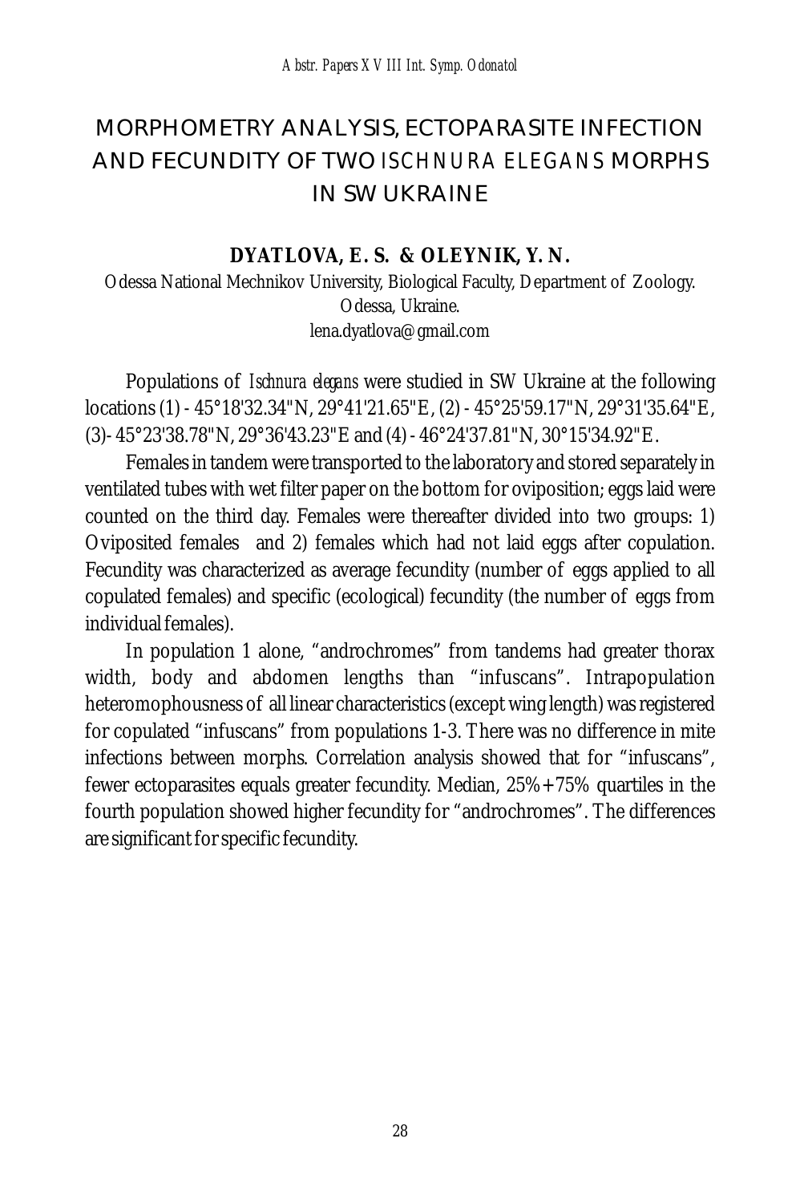# MORPHOMETRY ANALYSIS, ECTOPARASITE INFECTION AND FECUNDITY OF TWO *ISCHNURA ELEGANS* MORPHS IN SW UKRAINE

**DYATLOVA, E. S. & OLEYNIK, Y. N.**

Odessa National Mechnikov University, Biological Faculty, Department of Zoology. Odessa, Ukraine.
lena.dyatlova@gmail.com

Populations of *Ischnura elegans* were studied in SW Ukraine at the following locations (1) - 45°18'32.34"N, 29°41'21.65"E, (2) - 45°25'59.17"N, 29°31'35.64"E, (3)- 45°23'38.78"N, 29°36'43.23"E and (4) - 46°24'37.81"N, 30°15'34.92"E.

Females in tandem were transported to the laboratory and stored separately in ventilated tubes with wet filter paper on the bottom for oviposition; eggs laid were counted on the third day. Females were thereafter divided into two groups: 1) Oviposited females and 2) females which had not laid eggs after copulation. Fecundity was characterized as average fecundity (number of eggs applied to all copulated females) and specific (ecological) fecundity (the number of eggs from individual females).

In population 1 alone, "androchromes" from tandems had greater thorax width, body and abdomen lengths than "infuscans". Intrapopulation heteromophousness of all linear characteristics (except wing length) was registered for copulated "infuscans" from populations 1-3. There was no difference in mite infections between morphs. Correlation analysis showed that for "infuscans", fewer ectoparasites equals greater fecundity. Median, 25%+75% quartiles in the fourth population showed higher fecundity for "androchromes". The differences are significant for specific fecundity.